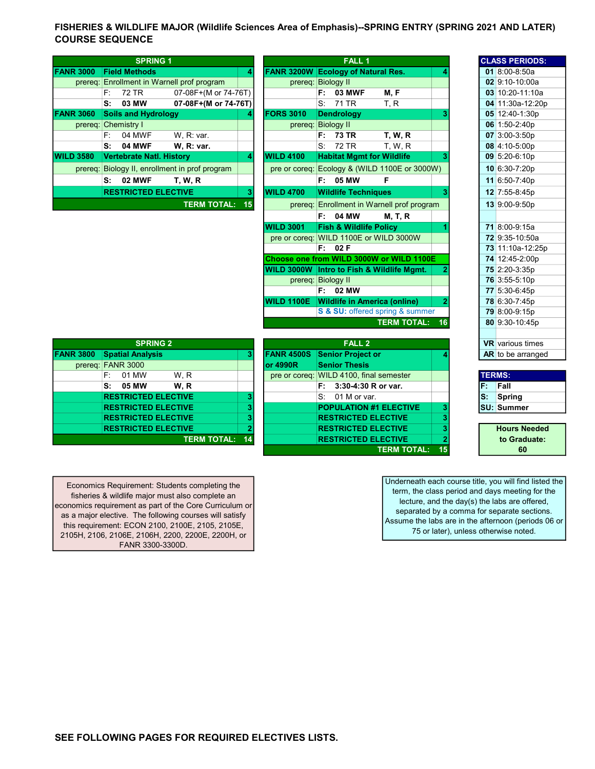# FISHERIES & WILDLIFE MAJOR (Wildlife Sciences Area of Emphasis)--SPRING ENTRY (SPRING 2021 AND LATER) COURSE SEQUENCE

## SPRING 1

| Course | Title | Hrs |
|---|---|---|
| FANR 3000 | Field Methods | 4 |
| prereq: | Enrollment in Warnell prof program | |
| | F: 72 TR 07-08F+(M or 74-76T) | |
| | S: 03 MW 07-08F+(M or 74-76T) | |
| FANR 3060 | Soils and Hydrology | 4 |
| prereq: | Chemistry I | |
| | F: 04 MWF W, R: var. | |
| | S: 04 MWF W, R: var. | |
| WILD 3580 | Vertebrate Natl. History | 4 |
| prereq: | Biology II, enrollment in prof program | |
| | S: 02 MWF T, W, R | |
| | RESTRICTED ELECTIVE | 3 |
| | TERM TOTAL: | 15 |

## FALL 1

| Course | Title | Hrs |
|---|---|---|
| FANR 3200W | Ecology of Natural Res. | 4 |
| prereq: | Biology II | |
| | F: 03 MWF M, F | |
| | S: 71 TR T, R | |
| FORS 3010 | Dendrology | 3 |
| prereq: | Biology II | |
| | F: 73 TR T, W, R | |
| | S: 72 TR T, W, R | |
| WILD 4100 | Habitat Mgmt for Wildlife | 3 |
| pre or coreq: | Ecology & (WILD 1100E or 3000W) | |
| | F: 05 MW F | |
| WILD 4700 | Wildlife Techniques | 3 |
| prereq: | Enrollment in Warnell prof program | |
| | F: 04 MW M, T, R | |
| WILD 3001 | Fish & Wildlife Policy | 1 |
| pre or coreq: | WILD 1100E or WILD 3000W | |
| | F: 02 F | |
| Choose one from WILD 3000W or WILD 1100E | | |
| WILD 3000W | Intro to Fish & Wildlife Mgmt. | 2 |
| prereq: | Biology II | |
| | F: 02 MW | |
| WILD 1100E | Wildlife in America (online) | 2 |
| | S & SU: offered spring & summer | |
| | TERM TOTAL: | 16 |

## SPRING 2

| Course | Title | Hrs |
|---|---|---|
| FANR 3800 | Spatial Analysis | 3 |
| prereq: | FANR 3000 | |
| | F: 01 MW W, R | |
| | S: 05 MW W, R | |
| | RESTRICTED ELECTIVE | 3 |
| | RESTRICTED ELECTIVE | 3 |
| | RESTRICTED ELECTIVE | 3 |
| | RESTRICTED ELECTIVE | 2 |
| | TERM TOTAL: | 14 |

## FALL 2

| Course | Title | Hrs |
|---|---|---|
| FANR 4500S or 4990R | Senior Project or Senior Thesis | 4 |
| pre or coreq: | WILD 4100, final semester | |
| | F: 3:30-4:30 R or var. | |
| | S: 01 M or var. | |
| | POPULATION #1 ELECTIVE | 3 |
| | RESTRICTED ELECTIVE | 3 |
| | RESTRICTED ELECTIVE | 3 |
| | RESTRICTED ELECTIVE | 2 |
| | TERM TOTAL: | 15 |

## CLASS PERIODS:

| Period | Time |
|---|---|
| 01 | 8:00-8:50a |
| 02 | 9:10-10:00a |
| 03 | 10:20-11:10a |
| 04 | 11:30a-12:20p |
| 05 | 12:40-1:30p |
| 06 | 1:50-2:40p |
| 07 | 3:00-3:50p |
| 08 | 4:10-5:00p |
| 09 | 5:20-6:10p |
| 10 | 6:30-7:20p |
| 11 | 6:50-7:40p |
| 12 | 7:55-8:45p |
| 13 | 9:00-9:50p |
| 71 | 8:00-9:15a |
| 72 | 9:35-10:50a |
| 73 | 11:10a-12:25p |
| 74 | 12:45-2:00p |
| 75 | 2:20-3:35p |
| 76 | 3:55-5:10p |
| 77 | 5:30-6:45p |
| 78 | 6:30-7:45p |
| 79 | 8:00-9:15p |
| 80 | 9:30-10:45p |
| VR | various times |
| AR | to be arranged |

## TERMS:

| Code | Term |
|---|---|
| F: | Fall |
| S: | Spring |
| SU: | Summer |

**Hours Needed to Graduate: 60**

Economics Requirement: Students completing the fisheries & wildlife major must also complete an economics requirement as part of the Core Curriculum or as a major elective. The following courses will satisfy this requirement: ECON 2100, 2100E, 2105, 2105E, 2105H, 2106, 2106E, 2106H, 2200, 2200E, 2200H, or FANR 3300-3300D.

Underneath each course title, you will find listed the term, the class period and days meeting for the lecture, and the day(s) the labs are offered, separated by a comma for separate sections. Assume the labs are in the afternoon (periods 06 or 75 or later), unless otherwise noted.

**SEE FOLLOWING PAGES FOR REQUIRED ELECTIVES LISTS.**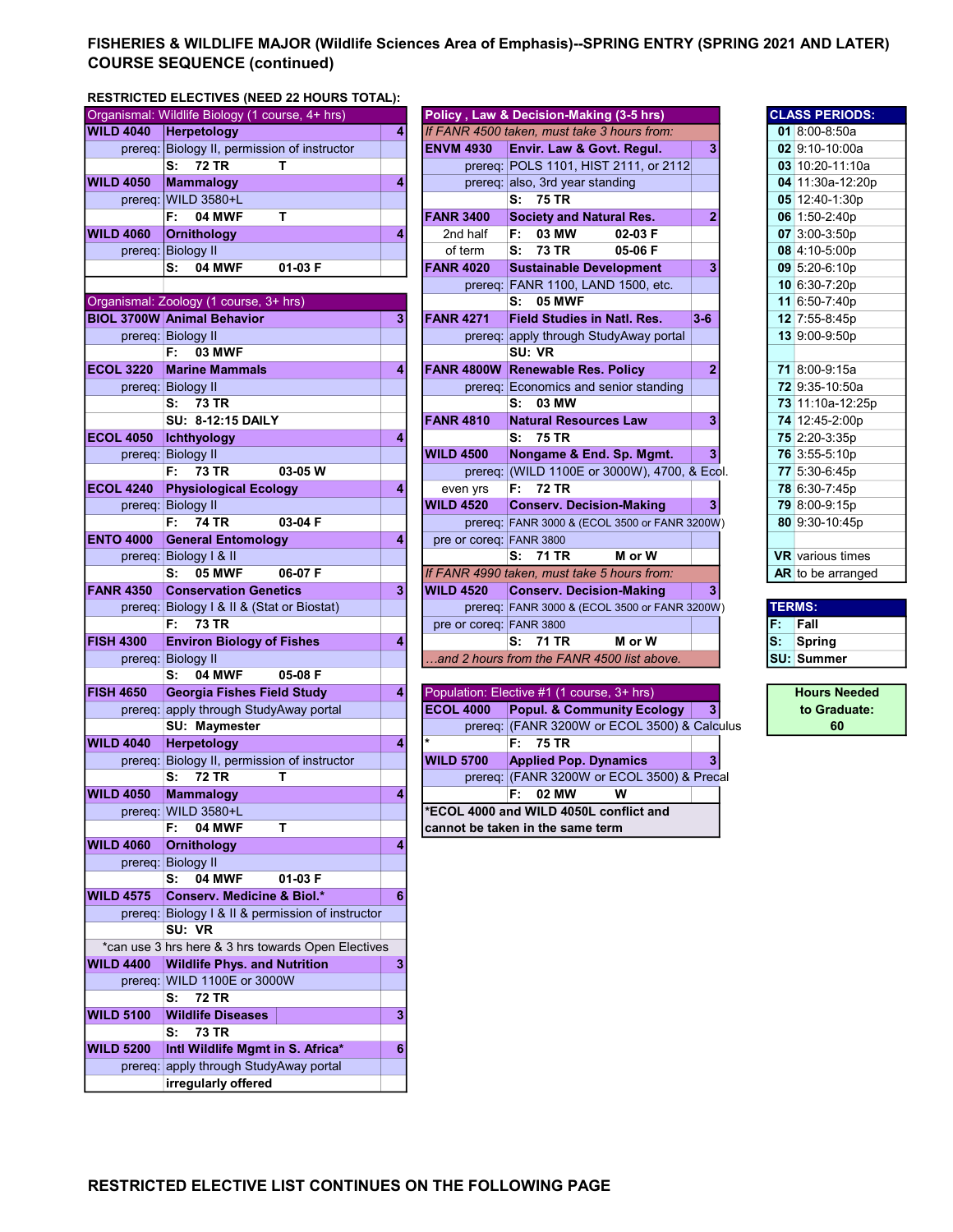# FISHERIES & WILDLIFE MAJOR (Wildlife Sciences Area of Emphasis)--SPRING ENTRY (SPRING 2021 AND LATER) COURSE SEQUENCE (continued)

## RESTRICTED ELECTIVES (NEED 22 HOURS TOTAL):

| Organismal: Wildlife Biology (1 course, 4+ hrs) | | |
|---|---|---|
| **WILD 4040** | **Herpetology** | **4** |
| prereq: | Biology II, permission of instructor | |
| | **S: 72 TR T** | |
| **WILD 4050** | **Mammalogy** | **4** |
| prereq: | WILD 3580+L | |
| | **F: 04 MWF T** | |
| **WILD 4060** | **Ornithology** | **4** |
| prereq: | Biology II | |
| | **S: 04 MWF 01-03 F** | |

| Organismal: Zoology (1 course, 3+ hrs) | | |
|---|---|---|
| **BIOL 3700W** | **Animal Behavior** | **3** |
| prereq: | Biology II | |
| | **F: 03 MWF** | |
| **ECOL 3220** | **Marine Mammals** | **4** |
| prereq: | Biology II | |
| | **S: 73 TR** | |
| | **SU: 8-12:15 DAILY** | |
| **ECOL 4050** | **Ichthyology** | **4** |
| prereq: | Biology II | |
| | **F: 73 TR 03-05 W** | |
| **ECOL 4240** | **Physiological Ecology** | **4** |
| prereq: | Biology II | |
| | **F: 74 TR 03-04 F** | |
| **ENTO 4000** | **General Entomology** | **4** |
| prereq: | Biology I & II | |
| | **S: 05 MWF 06-07 F** | |
| **FANR 4350** | **Conservation Genetics** | **3** |
| prereq: | Biology I & II & (Stat or Biostat) | |
| | **F: 73 TR** | |
| **FISH 4300** | **Environ Biology of Fishes** | **4** |
| prereq: | Biology II | |
| | **S: 04 MWF 05-08 F** | |
| **FISH 4650** | **Georgia Fishes Field Study** | **4** |
| prereq: | apply through StudyAway portal | |
| | **SU: Maymester** | |
| **WILD 4040** | **Herpetology** | **4** |
| prereq: | Biology II, permission of instructor | |
| | **S: 72 TR T** | |
| **WILD 4050** | **Mammalogy** | **4** |
| prereq: | WILD 3580+L | |
| | **F: 04 MWF T** | |
| **WILD 4060** | **Ornithology** | **4** |
| prereq: | Biology II | |
| | **S: 04 MWF 01-03 F** | |
| **WILD 4575** | **Conserv. Medicine & Biol.*** | **6** |
| prereq: | Biology I & II & permission of instructor | |
| | **SU: VR** | |
| *can use 3 hrs here & 3 hrs towards Open Electives | | |
| **WILD 4400** | **Wildlife Phys. and Nutrition** | **3** |
| prereq: | WILD 1100E or 3000W | |
| | **S: 72 TR** | |
| **WILD 5100** | **Wildlife Diseases** | **3** |
| | **S: 73 TR** | |
| **WILD 5200** | **Intl Wildlife Mgmt in S. Africa*** | **6** |
| prereq: | apply through StudyAway portal | |
| | **irregularly offered** | |

| Policy , Law & Decision-Making (3-5 hrs) | | |
|---|---|---|
| *If FANR 4500 taken, must take 3 hours from:* | | |
| **ENVM 4930** | **Envir. Law & Govt. Regul.** | **3** |
| prereq: | POLS 1101, HIST 2111, or 2112 | |
| prereq: | also, 3rd year standing | |
| | **S: 75 TR** | |
| **FANR 3400** | **Society and Natural Res.** | **2** |
| 2nd half | **F: 03 MW 02-03 F** | |
| of term | **S: 73 TR 05-06 F** | |
| **FANR 4020** | **Sustainable Development** | **3** |
| prereq: | FANR 1100, LAND 1500, etc. | |
| | **S: 05 MWF** | |
| **FANR 4271** | **Field Studies in Natl. Res.** | **3-6** |
| prereq: | apply through StudyAway portal | |
| | **SU: VR** | |
| **FANR 4800W** | **Renewable Res. Policy** | **2** |
| prereq: | Economics and senior standing | |
| | **S: 03 MW** | |
| **FANR 4810** | **Natural Resources Law** | **3** |
| | **S: 75 TR** | |
| **WILD 4500** | **Nongame & End. Sp. Mgmt.** | **3** |
| prereq: | (WILD 1100E or 3000W), 4700, & Ecol. | |
| even yrs | **F: 72 TR** | |
| **WILD 4520** | **Conserv. Decision-Making** | **3** |
| prereq: | FANR 3000 & (ECOL 3500 or FANR 3200W) | |
| pre or coreq: | FANR 3800 | |
| | **S: 71 TR M or W** | |
| *If FANR 4990 taken, must take 5 hours from:* | | |
| **WILD 4520** | **Conserv. Decision-Making** | **3** |
| prereq: | FANR 3000 & (ECOL 3500 or FANR 3200W) | |
| pre or coreq: | FANR 3800 | |
| | **S: 71 TR M or W** | |
| *...and 2 hours from the FANR 4500 list above.* | | |

| Population: Elective #1 (1 course, 3+ hrs) | | |
|---|---|---|
| **ECOL 4000** | **Popul. & Community Ecology** | **3** |
| prereq: | (FANR 3200W or ECOL 3500) & Calculus | |
| * | **F: 75 TR** | |
| **WILD 5700** | **Applied Pop. Dynamics** | **3** |
| prereq: | (FANR 3200W or ECOL 3500) & Precal | |
| | **F: 02 MW W** | |
| ***ECOL 4000 and WILD 4050L conflict and cannot be taken in the same term** | | |

| CLASS PERIODS: | |
|---|---|
| **01** | 8:00-8:50a |
| **02** | 9:10-10:00a |
| **03** | 10:20-11:10a |
| **04** | 11:30a-12:20p |
| **05** | 12:40-1:30p |
| **06** | 1:50-2:40p |
| **07** | 3:00-3:50p |
| **08** | 4:10-5:00p |
| **09** | 5:20-6:10p |
| **10** | 6:30-7:20p |
| **11** | 6:50-7:40p |
| **12** | 7:55-8:45p |
| **13** | 9:00-9:50p |
| **71** | 8:00-9:15a |
| **72** | 9:35-10:50a |
| **73** | 11:10a-12:25p |
| **74** | 12:45-2:00p |
| **75** | 2:20-3:35p |
| **76** | 3:55-5:10p |
| **77** | 5:30-6:45p |
| **78** | 6:30-7:45p |
| **79** | 8:00-9:15p |
| **80** | 9:30-10:45p |
| **VR** | various times |
| **AR** | to be arranged |

| TERMS: | |
|---|---|
| **F:** | **Fall** |
| **S:** | **Spring** |
| **SU:** | **Summer** |

**Hours Needed to Graduate: 60**

**RESTRICTED ELECTIVE LIST CONTINUES ON THE FOLLOWING PAGE**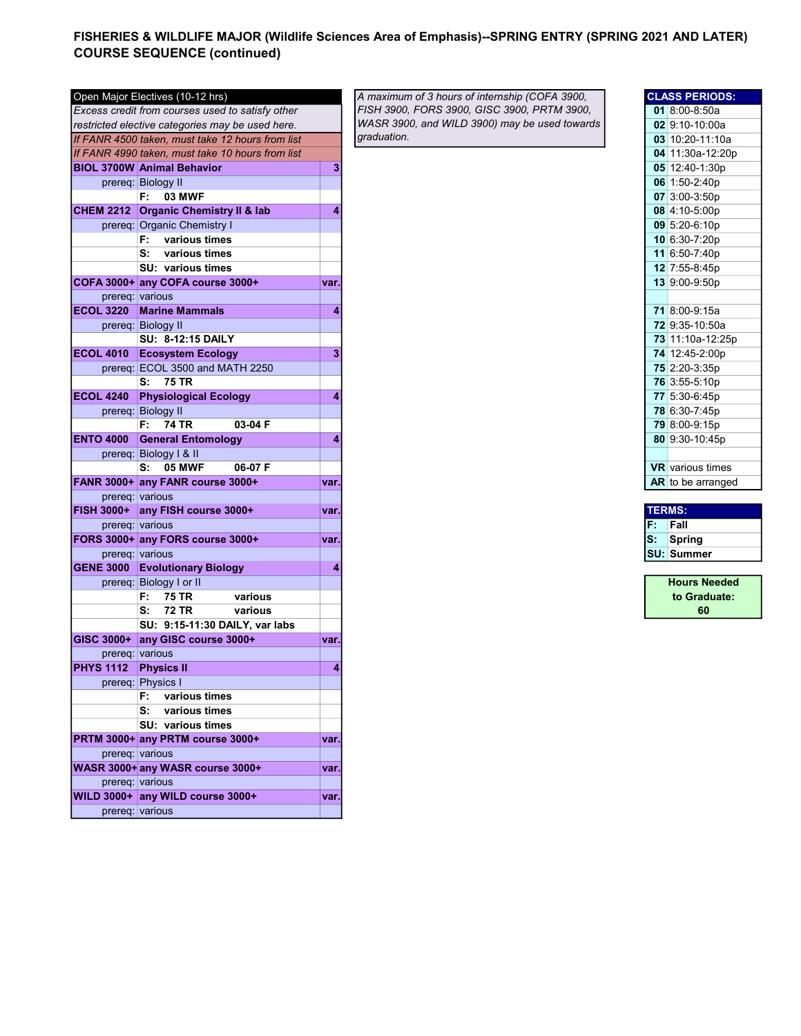**FISHERIES & WILDLIFE MAJOR (Wildlife Sciences Area of Emphasis)--SPRING ENTRY (SPRING 2021 AND LATER) COURSE SEQUENCE (continued)**

| Open Major Electives (10-12 hrs) | | |
|---|---|---|
| *Excess credit from courses used to satisfy other restricted elective categories may be used here.* | | |
| *If FANR 4500 taken, must take 12 hours from list* | | |
| *If FANR 4990 taken, must take 10 hours from list* | | |
| **BIOL 3700W** | **Animal Behavior** | **3** |
| prereq: | Biology II | |
| | **F: 03 MWF** | |
| **CHEM 2212** | **Organic Chemistry II & lab** | **4** |
| prereq: | Organic Chemistry I | |
| | **F: various times** | |
| | **S: various times** | |
| | **SU: various times** | |
| **COFA 3000+** | **any COFA course 3000+** | **var.** |
| prereq: | various | |
| **ECOL 3220** | **Marine Mammals** | **4** |
| prereq: | Biology II | |
| | **SU: 8-12:15 DAILY** | |
| **ECOL 4010** | **Ecosystem Ecology** | **3** |
| prereq: | ECOL 3500 and MATH 2250 | |
| | **S: 75 TR** | |
| **ECOL 4240** | **Physiological Ecology** | **4** |
| prereq: | Biology II | |
| | **F: 74 TR 03-04 F** | |
| **ENTO 4000** | **General Entomology** | **4** |
| prereq: | Biology I & II | |
| | **S: 05 MWF 06-07 F** | |
| **FANR 3000+** | **any FANR course 3000+** | **var.** |
| prereq: | various | |
| **FISH 3000+** | **any FISH course 3000+** | **var.** |
| prereq: | various | |
| **FORS 3000+** | **any FORS course 3000+** | **var.** |
| prereq: | various | |
| **GENE 3000** | **Evolutionary Biology** | **4** |
| prereq: | Biology I or II | |
| | **F: 75 TR various** | |
| | **S: 72 TR various** | |
| | **SU: 9:15-11:30 DAILY, var labs** | |
| **GISC 3000+** | **any GISC course 3000+** | **var.** |
| prereq: | various | |
| **PHYS 1112** | **Physics II** | **4** |
| prereq: | Physics I | |
| | **F: various times** | |
| | **S: various times** | |
| | **SU: various times** | |
| **PRTM 3000+** | **any PRTM course 3000+** | **var.** |
| prereq: | various | |
| **WASR 3000+** | **any WASR course 3000+** | **var.** |
| prereq: | various | |
| **WILD 3000+** | **any WILD course 3000+** | **var.** |
| prereq: | various | |

*A maximum of 3 hours of internship (COFA 3900, FISH 3900, FORS 3900, GISC 3900, PRTM 3900, WASR 3900, and WILD 3900) may be used towards graduation.*

| CLASS PERIODS: | |
|---|---|
| **01** | 8:00-8:50a |
| **02** | 9:10-10:00a |
| **03** | 10:20-11:10a |
| **04** | 11:30a-12:20p |
| **05** | 12:40-1:30p |
| **06** | 1:50-2:40p |
| **07** | 3:00-3:50p |
| **08** | 4:10-5:00p |
| **09** | 5:20-6:10p |
| **10** | 6:30-7:20p |
| **11** | 6:50-7:40p |
| **12** | 7:55-8:45p |
| **13** | 9:00-9:50p |
| | |
| **71** | 8:00-9:15a |
| **72** | 9:35-10:50a |
| **73** | 11:10a-12:25p |
| **74** | 12:45-2:00p |
| **75** | 2:20-3:35p |
| **76** | 3:55-5:10p |
| **77** | 5:30-6:45p |
| **78** | 6:30-7:45p |
| **79** | 8:00-9:15p |
| **80** | 9:30-10:45p |
| | |
| **VR** | various times |
| **AR** | to be arranged |

| TERMS: | |
|---|---|
| **F:** | **Fall** |
| **S:** | **Spring** |
| **SU:** | **Summer** |

**Hours Needed to Graduate: 60**